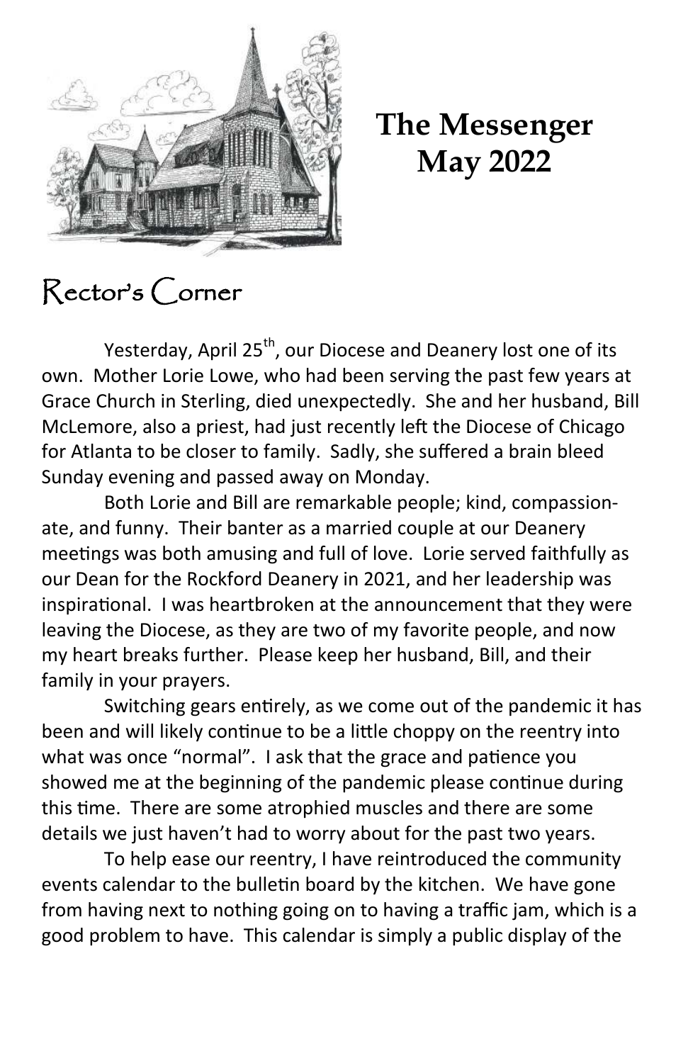# The Messenger
# May 2022

## Rector's Corner

Yesterday, April 25th, our Diocese and Deanery lost one of its own. Mother Lorie Lowe, who had been serving the past few years at Grace Church in Sterling, died unexpectedly. She and her husband, Bill McLemore, also a priest, had just recently left the Diocese of Chicago for Atlanta to be closer to family. Sadly, she suffered a brain bleed Sunday evening and passed away on Monday.

Both Lorie and Bill are remarkable people; kind, compassionate, and funny. Their banter as a married couple at our Deanery meetings was both amusing and full of love. Lorie served faithfully as our Dean for the Rockford Deanery in 2021, and her leadership was inspirational. I was heartbroken at the announcement that they were leaving the Diocese, as they are two of my favorite people, and now my heart breaks further. Please keep her husband, Bill, and their family in your prayers.

Switching gears entirely, as we come out of the pandemic it has been and will likely continue to be a little choppy on the reentry into what was once "normal". I ask that the grace and patience you showed me at the beginning of the pandemic please continue during this time. There are some atrophied muscles and there are some details we just haven't had to worry about for the past two years.

To help ease our reentry, I have reintroduced the community events calendar to the bulletin board by the kitchen. We have gone from having next to nothing going on to having a traffic jam, which is a good problem to have. This calendar is simply a public display of the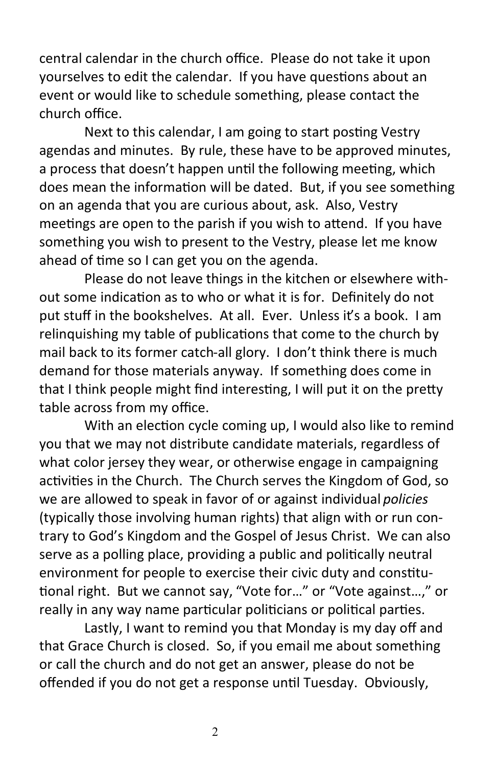central calendar in the church office. Please do not take it upon yourselves to edit the calendar. If you have questions about an event or would like to schedule something, please contact the church office.

Next to this calendar, I am going to start posting Vestry agendas and minutes. By rule, these have to be approved minutes, a process that doesn't happen until the following meeting, which does mean the information will be dated. But, if you see something on an agenda that you are curious about, ask. Also, Vestry meetings are open to the parish if you wish to attend. If you have something you wish to present to the Vestry, please let me know ahead of time so I can get you on the agenda.

Please do not leave things in the kitchen or elsewhere without some indication as to who or what it is for. Definitely do not put stuff in the bookshelves. At all. Ever. Unless it's a book. I am relinquishing my table of publications that come to the church by mail back to its former catch-all glory. I don't think there is much demand for those materials anyway. If something does come in that I think people might find interesting, I will put it on the pretty table across from my office.

With an election cycle coming up, I would also like to remind you that we may not distribute candidate materials, regardless of what color jersey they wear, or otherwise engage in campaigning activities in the Church. The Church serves the Kingdom of God, so we are allowed to speak in favor of or against individual *policies* (typically those involving human rights) that align with or run contrary to God's Kingdom and the Gospel of Jesus Christ. We can also serve as a polling place, providing a public and politically neutral environment for people to exercise their civic duty and constitutional right. But we cannot say, "Vote for…" or "Vote against…," or really in any way name particular politicians or political parties.

Lastly, I want to remind you that Monday is my day off and that Grace Church is closed. So, if you email me about something or call the church and do not get an answer, please do not be offended if you do not get a response until Tuesday. Obviously,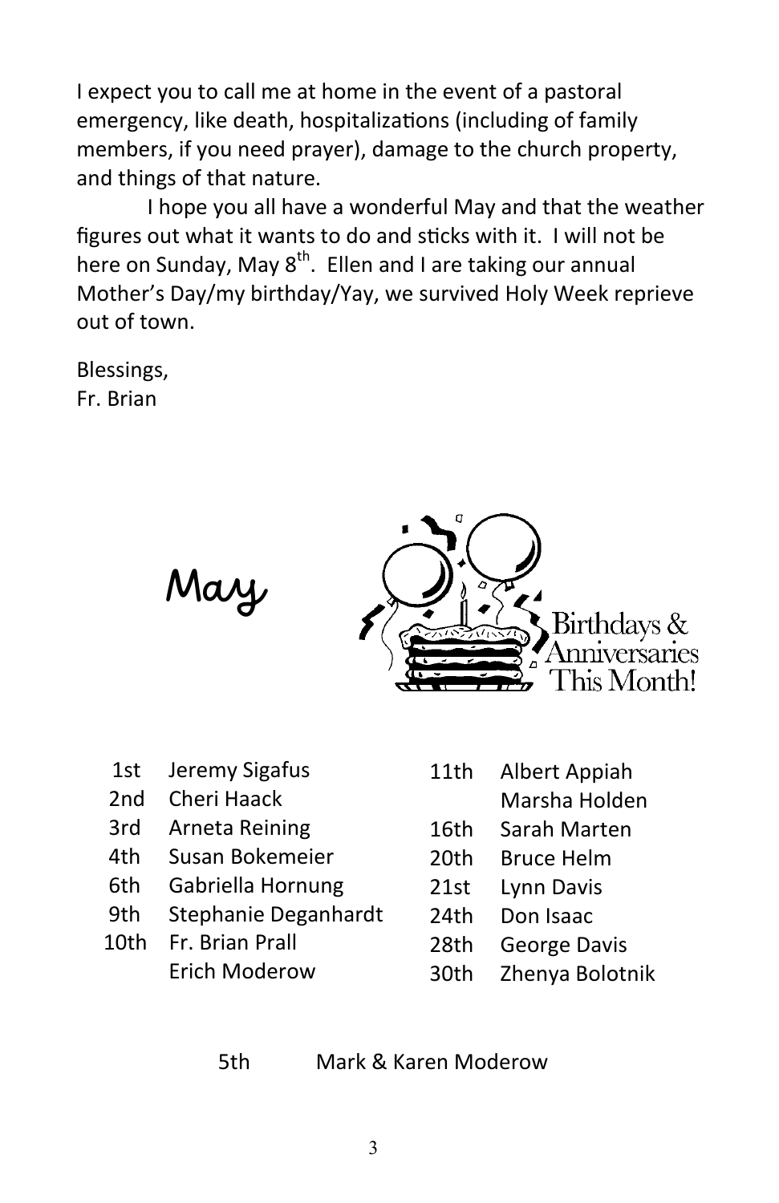I expect you to call me at home in the event of a pastoral emergency, like death, hospitalizations (including of family members, if you need prayer), damage to the church property, and things of that nature.

I hope you all have a wonderful May and that the weather figures out what it wants to do and sticks with it. I will not be here on Sunday, May 8th. Ellen and I are taking our annual Mother's Day/my birthday/Yay, we survived Holy Week reprieve out of town.

Blessings,
Fr. Brian

## May

Birthdays & Anniversaries This Month!

- 1st Jeremy Sigafus
- 2nd Cheri Haack
- 3rd Arneta Reining
- 4th Susan Bokemeier
- 6th Gabriella Hornung
- 9th Stephanie Deganhardt
- 10th Fr. Brian Prall
- Erich Moderow
- 11th Albert Appiah
- Marsha Holden
- 16th Sarah Marten
- 20th Bruce Helm
- 21st Lynn Davis
- 24th Don Isaac
- 28th George Davis
- 30th Zhenya Bolotnik

5th Mark & Karen Moderow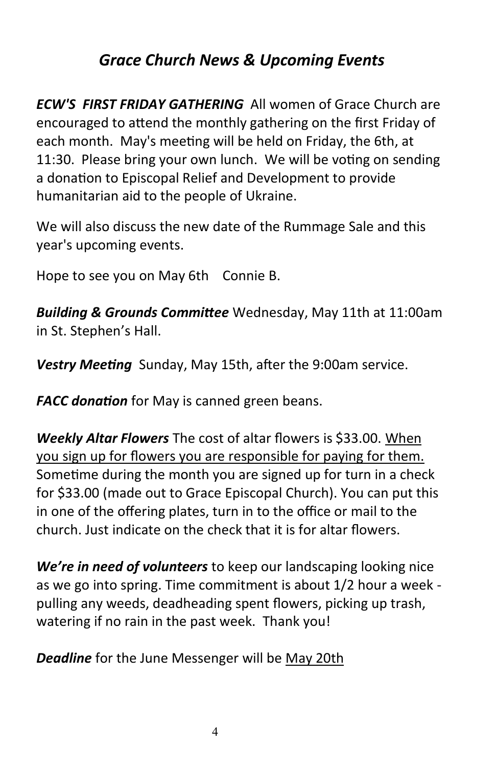## *Grace Church News & Upcoming Events*

***ECW'S FIRST FRIDAY GATHERING*** All women of Grace Church are encouraged to attend the monthly gathering on the first Friday of each month. May's meeting will be held on Friday, the 6th, at 11:30. Please bring your own lunch. We will be voting on sending a donation to Episcopal Relief and Development to provide humanitarian aid to the people of Ukraine.

We will also discuss the new date of the Rummage Sale and this year's upcoming events.

Hope to see you on May 6th Connie B.

***Building & Grounds Committee*** Wednesday, May 11th at 11:00am in St. Stephen's Hall.

***Vestry Meeting*** Sunday, May 15th, after the 9:00am service.

***FACC donation*** for May is canned green beans.

***Weekly Altar Flowers*** The cost of altar flowers is $33.00. <u>When you sign up for flowers you are responsible for paying for them.</u> Sometime during the month you are signed up for turn in a check for $33.00 (made out to Grace Episcopal Church). You can put this in one of the offering plates, turn in to the office or mail to the church. Just indicate on the check that it is for altar flowers.

***We're in need of volunteers*** to keep our landscaping looking nice as we go into spring. Time commitment is about 1/2 hour a week - pulling any weeds, deadheading spent flowers, picking up trash, watering if no rain in the past week. Thank you!

***Deadline*** for the June Messenger will be <u>May 20th</u>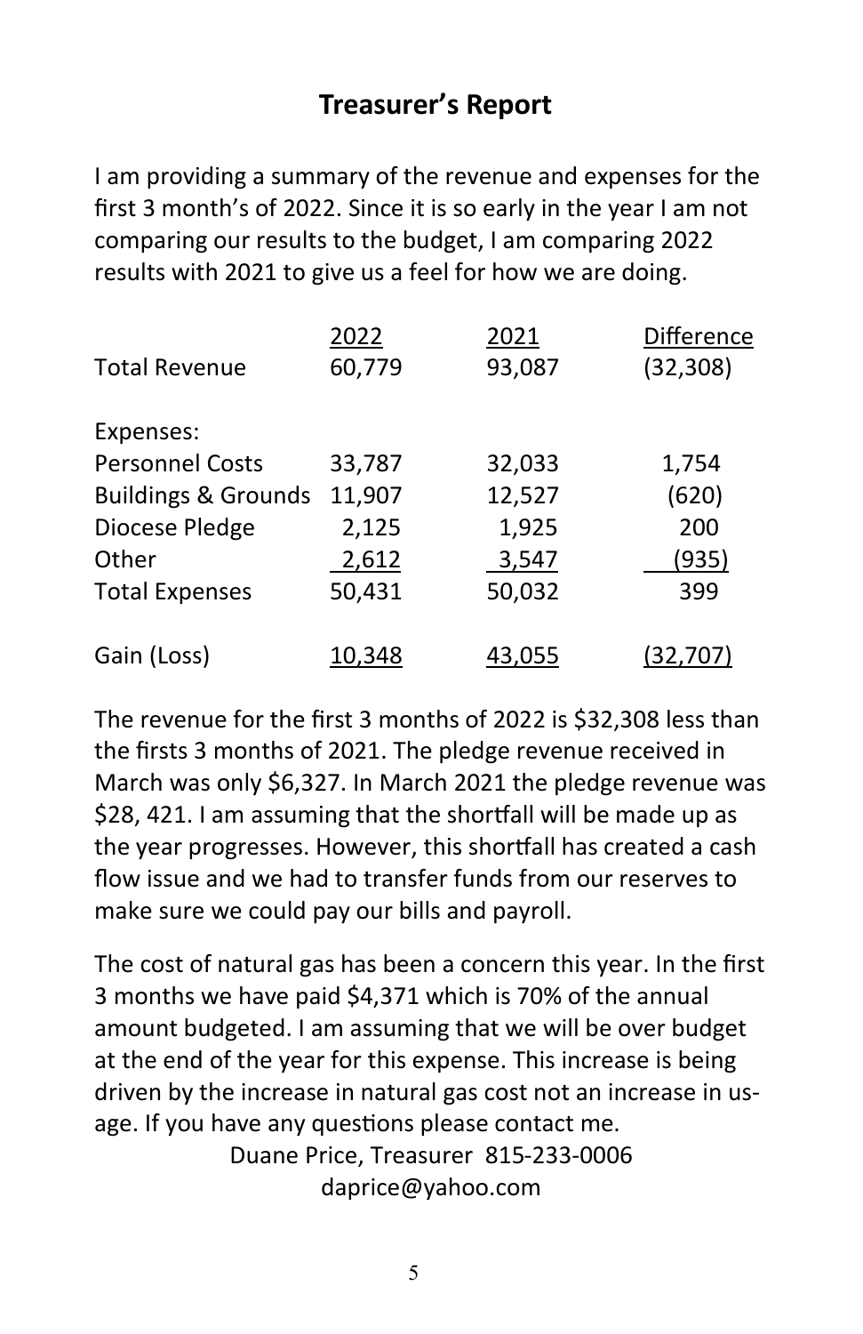## Treasurer's Report

I am providing a summary of the revenue and expenses for the first 3 month's of 2022. Since it is so early in the year I am not comparing our results to the budget, I am comparing 2022 results with 2021 to give us a feel for how we are doing.

| | 2022 | 2021 | Difference |
|---|---|---|---|
| Total Revenue | 60,779 | 93,087 | (32,308) |
| | | | |
| Expenses: | | | |
| Personnel Costs | 33,787 | 32,033 | 1,754 |
| Buildings & Grounds | 11,907 | 12,527 | (620) |
| Diocese Pledge | 2,125 | 1,925 | 200 |
| Other | 2,612 | 3,547 | (935) |
| Total Expenses | 50,431 | 50,032 | 399 |
| | | | |
| Gain (Loss) | 10,348 | 43,055 | (32,707) |

The revenue for the first 3 months of 2022 is $32,308 less than the firsts 3 months of 2021. The pledge revenue received in March was only $6,327. In March 2021 the pledge revenue was $28, 421. I am assuming that the shortfall will be made up as the year progresses. However, this shortfall has created a cash flow issue and we had to transfer funds from our reserves to make sure we could pay our bills and payroll.

The cost of natural gas has been a concern this year. In the first 3 months we have paid $4,371 which is 70% of the annual amount budgeted. I am assuming that we will be over budget at the end of the year for this expense. This increase is being driven by the increase in natural gas cost not an increase in usage. If you have any questions please contact me.

Duane Price, Treasurer 815-233-0006
daprice@yahoo.com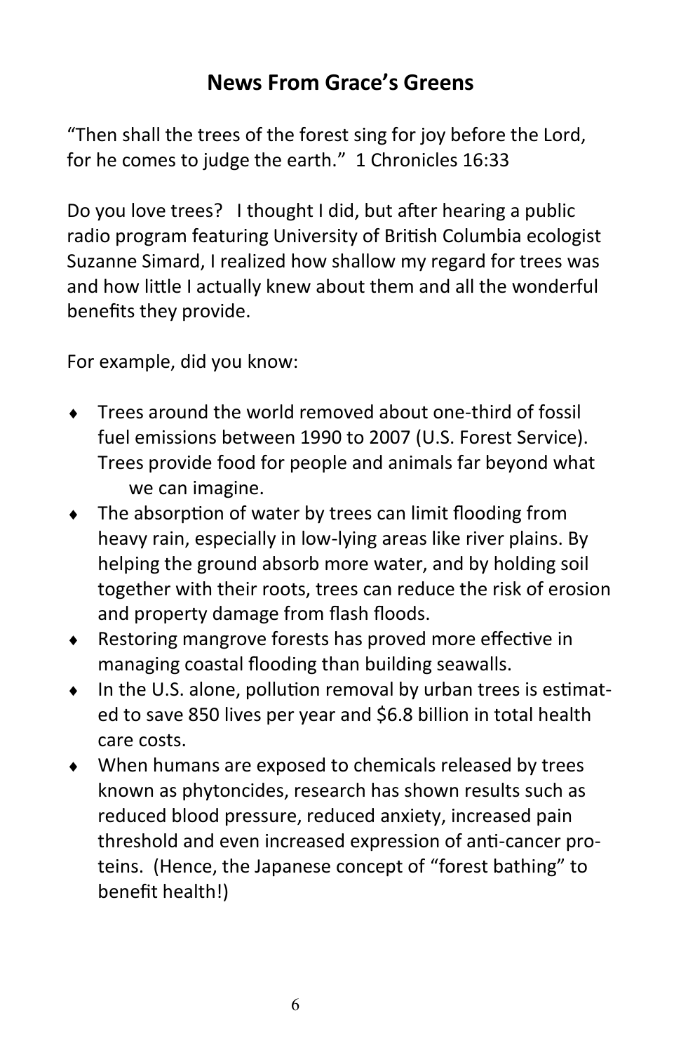## News From Grace's Greens

"Then shall the trees of the forest sing for joy before the Lord, for he comes to judge the earth." 1 Chronicles 16:33

Do you love trees? I thought I did, but after hearing a public radio program featuring University of British Columbia ecologist Suzanne Simard, I realized how shallow my regard for trees was and how little I actually knew about them and all the wonderful benefits they provide.

For example, did you know:

- Trees around the world removed about one-third of fossil fuel emissions between 1990 to 2007 (U.S. Forest Service). Trees provide food for people and animals far beyond what we can imagine.
- The absorption of water by trees can limit flooding from heavy rain, especially in low-lying areas like river plains. By helping the ground absorb more water, and by holding soil together with their roots, trees can reduce the risk of erosion and property damage from flash floods.
- Restoring mangrove forests has proved more effective in managing coastal flooding than building seawalls.
- In the U.S. alone, pollution removal by urban trees is estimated to save 850 lives per year and $6.8 billion in total health care costs.
- When humans are exposed to chemicals released by trees known as phytoncides, research has shown results such as reduced blood pressure, reduced anxiety, increased pain threshold and even increased expression of anti-cancer proteins. (Hence, the Japanese concept of "forest bathing" to benefit health!)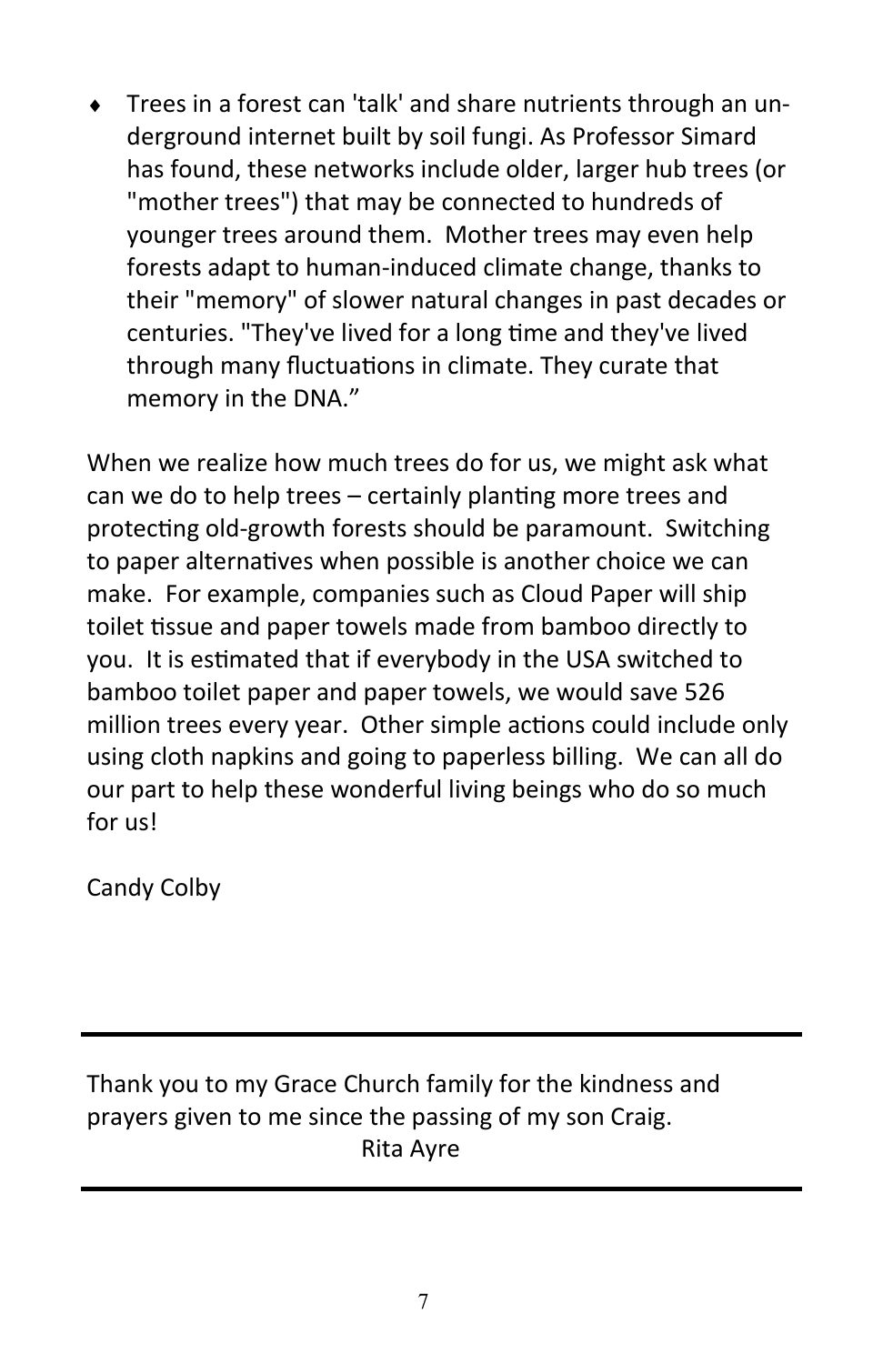- Trees in a forest can 'talk' and share nutrients through an underground internet built by soil fungi. As Professor Simard has found, these networks include older, larger hub trees (or "mother trees") that may be connected to hundreds of younger trees around them. Mother trees may even help forests adapt to human-induced climate change, thanks to their "memory" of slower natural changes in past decades or centuries. "They've lived for a long time and they've lived through many fluctuations in climate. They curate that memory in the DNA."

When we realize how much trees do for us, we might ask what can we do to help trees – certainly planting more trees and protecting old-growth forests should be paramount. Switching to paper alternatives when possible is another choice we can make. For example, companies such as Cloud Paper will ship toilet tissue and paper towels made from bamboo directly to you. It is estimated that if everybody in the USA switched to bamboo toilet paper and paper towels, we would save 526 million trees every year. Other simple actions could include only using cloth napkins and going to paperless billing. We can all do our part to help these wonderful living beings who do so much for us!

Candy Colby

---

Thank you to my Grace Church family for the kindness and prayers given to me since the passing of my son Craig.

Rita Ayre

---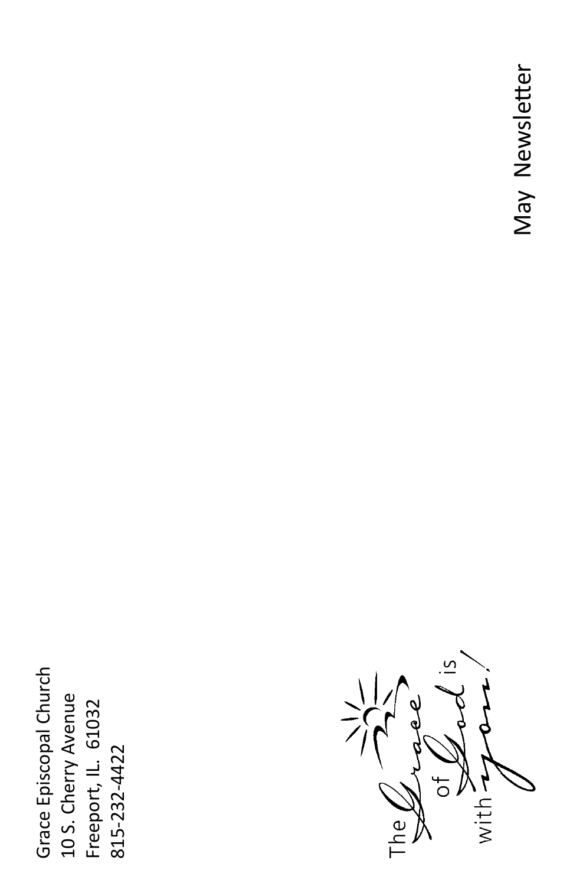Grace Episcopal Church
10 S. Cherry Avenue
Freeport, IL. 61032
815-232-4422

The Grace of God is with you!

May Newsletter